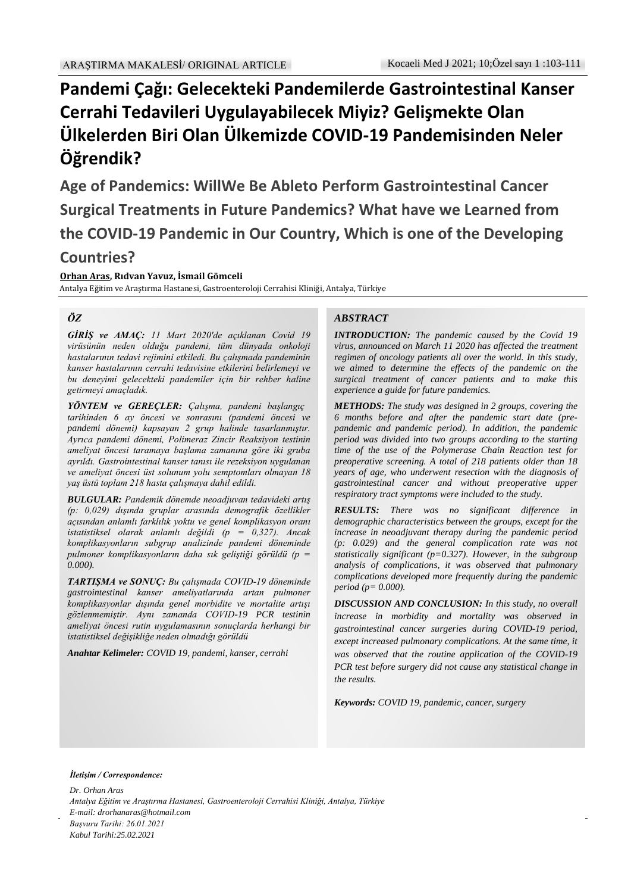ARAŞTIRMA MAKALESİ/ ORIGINAL ARTICLE

# Pandemi Çağı: Gelecekteki Pandemilerde Gastrointestinal Kanser Cerrahi Tedavileri Uygulayabilecek Miyiz? Gelişmekte Olan Ülkelerden Biri Olan Ülkemizde COVID-19 Pandemisinden Neler Öğrendik?

# Age of Pandemics: WillWe Be Ableto Perform Gastrointestinal Cancer Surgical Treatments in Future Pandemics? What have we Learned from the COVID-19 Pandemic in Our Country, Which is one of the Developing Countries?

**Orhan Aras, Rıdvan Yavuz, İsmail Gömceli**

Antalya Eğitim ve Araştırma Hastanesi, Gastroenteroloji Cerrahisi Kliniği, Antalya, Türkiye

## ÖZ

***GİRİŞ ve AMAÇ:*** *11 Mart 2020'de açıklanan Covid 19 virüsünün neden olduğu pandemi, tüm dünyada onkoloji hastalarının tedavi rejimini etkiledi. Bu çalışmada pandeminin kanser hastalarının cerrahi tedavisine etkilerini belirlemeyi ve bu deneyimi gelecekteki pandemiler için bir rehber haline getirmeyi amaçladık.*

***YÖNTEM ve GEREÇLER:*** *Çalışma, pandemi başlangıç tarihinden 6 ay öncesi ve sonrasını (pandemi öncesi ve pandemi dönemi) kapsayan 2 grup halinde tasarlanmıştır. Ayrıca pandemi dönemi, Polimeraz Zincir Reaksiyon testinin ameliyat öncesi taramaya başlama zamanına göre iki gruba ayrıldı. Gastrointestinal kanser tanısı ile rezeksiyon uygulanan ve ameliyat öncesi üst solunum yolu semptomları olmayan 18 yaş üstü toplam 218 hasta çalışmaya dahil edildi.*

***BULGULAR:*** *Pandemik dönemde neoadjuvan tedavideki artış (p: 0,029) dışında gruplar arasında demografik özellikler açısından anlamlı farklılık yoktu ve genel komplikasyon oranı istatistiksel olarak anlamlı değildi (p = 0,327). Ancak komplikasyonların subgrup analizinde pandemi döneminde pulmoner komplikasyonların daha sık geliştiği görüldü (p = 0.000).*

***TARTIŞMA ve SONUÇ:*** *Bu çalışmada COVID-19 döneminde gastrointestinal kanser ameliyatlarında artan pulmoner komplikasyonlar dışında genel morbidite ve mortalite artışı gözlenmemiştir. Aynı zamanda COVID-19 PCR testinin ameliyat öncesi rutin uygulamasının sonuçlarda herhangi bir istatistiksel değişikliğe neden olmadığı görüldü*

***Anahtar Kelimeler:*** *COVID 19, pandemi, kanser, cerrahi*

## ABSTRACT

***INTRODUCTION:*** *The pandemic caused by the Covid 19 virus, announced on March 11 2020 has affected the treatment regimen of oncology patients all over the world. In this study, we aimed to determine the effects of the pandemic on the surgical treatment of cancer patients and to make this experience a guide for future pandemics.*

***METHODS:*** *The study was designed in 2 groups, covering the 6 months before and after the pandemic start date (pre-pandemic and pandemic period). In addition, the pandemic period was divided into two groups according to the starting time of the use of the Polymerase Chain Reaction test for preoperative screening. A total of 218 patients older than 18 years of age, who underwent resection with the diagnosis of gastrointestinal cancer and without preoperative upper respiratory tract symptoms were included to the study.*

***RESULTS:*** *There was no significant difference in demographic characteristics between the groups, except for the increase in neoadjuvant therapy during the pandemic period (p: 0.029) and the general complication rate was not statistically significant (p=0.327). However, in the subgroup analysis of complications, it was observed that pulmonary complications developed more frequently during the pandemic period (p= 0.000).*

***DISCUSSION AND CONCLUSION:*** *In this study, no overall increase in morbidity and mortality was observed in gastrointestinal cancer surgeries during COVID-19 period, except increased pulmonary complications. At the same time, it was observed that the routine application of the COVID-19 PCR test before surgery did not cause any statistical change in the results.*

***Keywords:*** *COVID 19, pandemic, cancer, surgery*

***İletişim / Correspondence:***

*Dr. Orhan Aras*
*Antalya Eğitim ve Araştırma Hastanesi, Gastroenteroloji Cerrahisi Kliniği, Antalya, Türkiye*
*E-mail: drorhanaras@hotmail.com*
*Başvuru Tarihi: 26.01.2021*
*Kabul Tarihi:25.02.2021*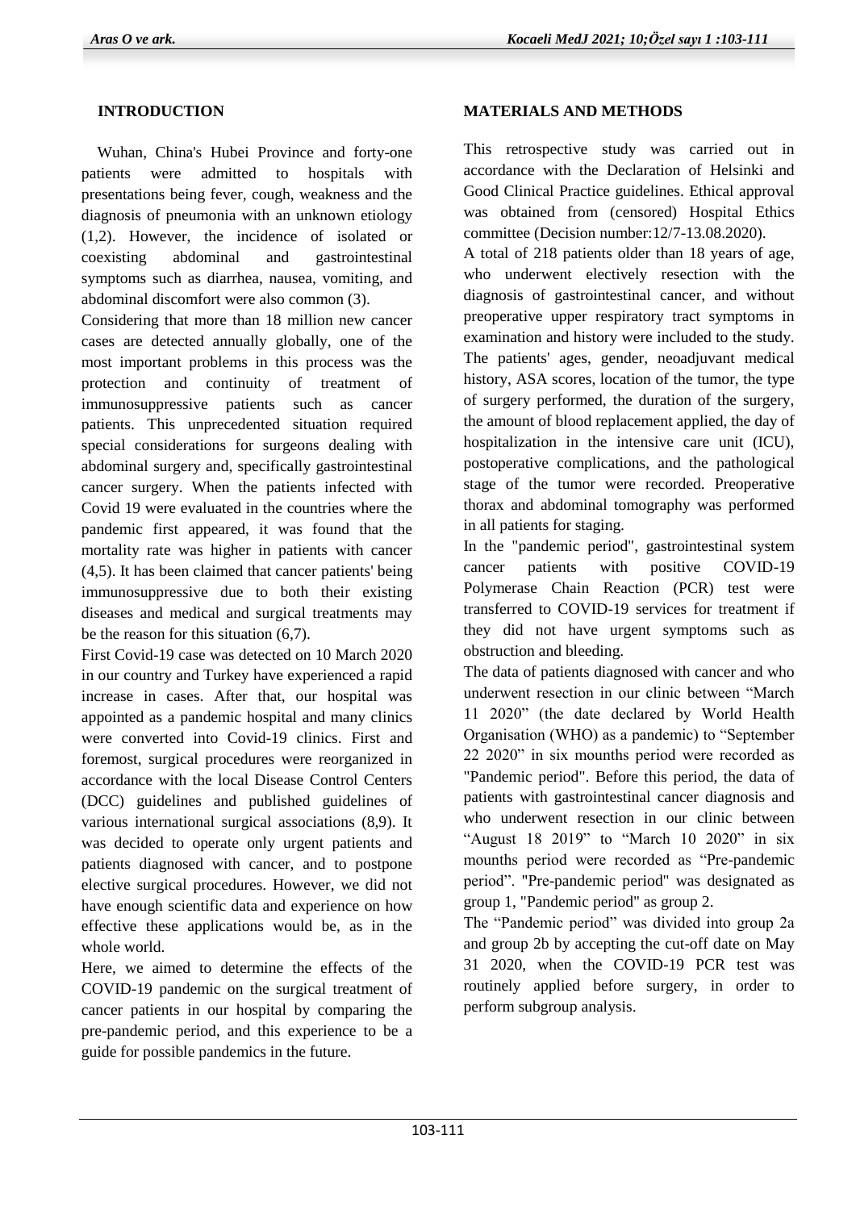## INTRODUCTION

Wuhan, China's Hubei Province and forty-one patients were admitted to hospitals with presentations being fever, cough, weakness and the diagnosis of pneumonia with an unknown etiology (1,2). However, the incidence of isolated or coexisting abdominal and gastrointestinal symptoms such as diarrhea, nausea, vomiting, and abdominal discomfort were also common (3).

Considering that more than 18 million new cancer cases are detected annually globally, one of the most important problems in this process was the protection and continuity of treatment of immunosuppressive patients such as cancer patients. This unprecedented situation required special considerations for surgeons dealing with abdominal surgery and, specifically gastrointestinal cancer surgery. When the patients infected with Covid 19 were evaluated in the countries where the pandemic first appeared, it was found that the mortality rate was higher in patients with cancer (4,5). It has been claimed that cancer patients' being immunosuppressive due to both their existing diseases and medical and surgical treatments may be the reason for this situation (6,7).

First Covid-19 case was detected on 10 March 2020 in our country and Turkey have experienced a rapid increase in cases. After that, our hospital was appointed as a pandemic hospital and many clinics were converted into Covid-19 clinics. First and foremost, surgical procedures were reorganized in accordance with the local Disease Control Centers (DCC) guidelines and published guidelines of various international surgical associations (8,9). It was decided to operate only urgent patients and patients diagnosed with cancer, and to postpone elective surgical procedures. However, we did not have enough scientific data and experience on how effective these applications would be, as in the whole world.

Here, we aimed to determine the effects of the COVID-19 pandemic on the surgical treatment of cancer patients in our hospital by comparing the pre-pandemic period, and this experience to be a guide for possible pandemics in the future.

## MATERIALS AND METHODS

This retrospective study was carried out in accordance with the Declaration of Helsinki and Good Clinical Practice guidelines. Ethical approval was obtained from (censored) Hospital Ethics committee (Decision number:12/7-13.08.2020).

A total of 218 patients older than 18 years of age, who underwent electively resection with the diagnosis of gastrointestinal cancer, and without preoperative upper respiratory tract symptoms in examination and history were included to the study. The patients' ages, gender, neoadjuvant medical history, ASA scores, location of the tumor, the type of surgery performed, the duration of the surgery, the amount of blood replacement applied, the day of hospitalization in the intensive care unit (ICU), postoperative complications, and the pathological stage of the tumor were recorded. Preoperative thorax and abdominal tomography was performed in all patients for staging.

In the "pandemic period", gastrointestinal system cancer patients with positive COVID-19 Polymerase Chain Reaction (PCR) test were transferred to COVID-19 services for treatment if they did not have urgent symptoms such as obstruction and bleeding.

The data of patients diagnosed with cancer and who underwent resection in our clinic between “March 11 2020” (the date declared by World Health Organisation (WHO) as a pandemic) to “September 22 2020” in six mounths period were recorded as "Pandemic period". Before this period, the data of patients with gastrointestinal cancer diagnosis and who underwent resection in our clinic between “August 18 2019” to “March 10 2020” in six mounths period were recorded as “Pre-pandemic period”. "Pre-pandemic period" was designated as group 1, "Pandemic period" as group 2.

The “Pandemic period” was divided into group 2a and group 2b by accepting the cut-off date on May 31 2020, when the COVID-19 PCR test was routinely applied before surgery, in order to perform subgroup analysis.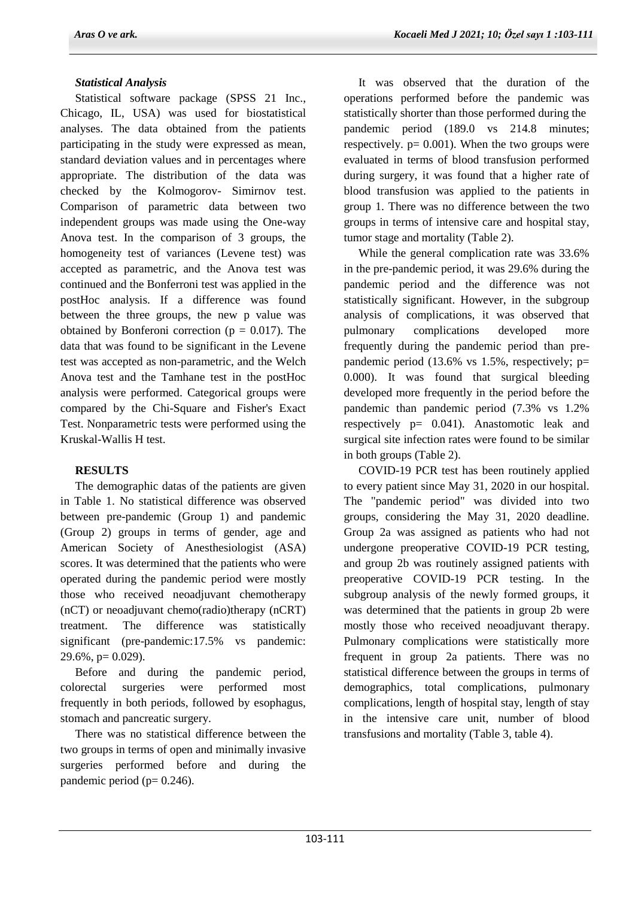### *Statistical Analysis*

Statistical software package (SPSS 21 Inc., Chicago, IL, USA) was used for biostatistical analyses. The data obtained from the patients participating in the study were expressed as mean, standard deviation values and in percentages where appropriate. The distribution of the data was checked by the Kolmogorov- Simirnov test. Comparison of parametric data between two independent groups was made using the One-way Anova test. In the comparison of 3 groups, the homogeneity test of variances (Levene test) was accepted as parametric, and the Anova test was continued and the Bonferroni test was applied in the postHoc analysis. If a difference was found between the three groups, the new p value was obtained by Bonferoni correction ($p = 0.017$). The data that was found to be significant in the Levene test was accepted as non-parametric, and the Welch Anova test and the Tamhane test in the postHoc analysis were performed. Categorical groups were compared by the Chi-Square and Fisher's Exact Test. Nonparametric tests were performed using the Kruskal-Wallis H test.

## RESULTS

The demographic datas of the patients are given in Table 1. No statistical difference was observed between pre-pandemic (Group 1) and pandemic (Group 2) groups in terms of gender, age and American Society of Anesthesiologist (ASA) scores. It was determined that the patients who were operated during the pandemic period were mostly those who received neoadjuvant chemotherapy (nCT) or neoadjuvant chemo(radio)therapy (nCRT) treatment. The difference was statistically significant (pre-pandemic:17.5% vs pandemic: 29.6%, p= 0.029).

Before and during the pandemic period, colorectal surgeries were performed most frequently in both periods, followed by esophagus, stomach and pancreatic surgery.

There was no statistical difference between the two groups in terms of open and minimally invasive surgeries performed before and during the pandemic period (p= 0.246).

It was observed that the duration of the operations performed before the pandemic was statistically shorter than those performed during the pandemic period (189.0 vs 214.8 minutes; respectively. p= 0.001). When the two groups were evaluated in terms of blood transfusion performed during surgery, it was found that a higher rate of blood transfusion was applied to the patients in group 1. There was no difference between the two groups in terms of intensive care and hospital stay, tumor stage and mortality (Table 2).

While the general complication rate was 33.6% in the pre-pandemic period, it was 29.6% during the pandemic period and the difference was not statistically significant. However, in the subgroup analysis of complications, it was observed that pulmonary complications developed more frequently during the pandemic period than pre-pandemic period (13.6% vs 1.5%, respectively; p= 0.000). It was found that surgical bleeding developed more frequently in the period before the pandemic than pandemic period (7.3% vs 1.2% respectively p= 0.041). Anastomotic leak and surgical site infection rates were found to be similar in both groups (Table 2).

COVID-19 PCR test has been routinely applied to every patient since May 31, 2020 in our hospital. The "pandemic period" was divided into two groups, considering the May 31, 2020 deadline. Group 2a was assigned as patients who had not undergone preoperative COVID-19 PCR testing, and group 2b was routinely assigned patients with preoperative COVID-19 PCR testing. In the subgroup analysis of the newly formed groups, it was determined that the patients in group 2b were mostly those who received neoadjuvant therapy. Pulmonary complications were statistically more frequent in group 2a patients. There was no statistical difference between the groups in terms of demographics, total complications, pulmonary complications, length of hospital stay, length of stay in the intensive care unit, number of blood transfusions and mortality (Table 3, table 4).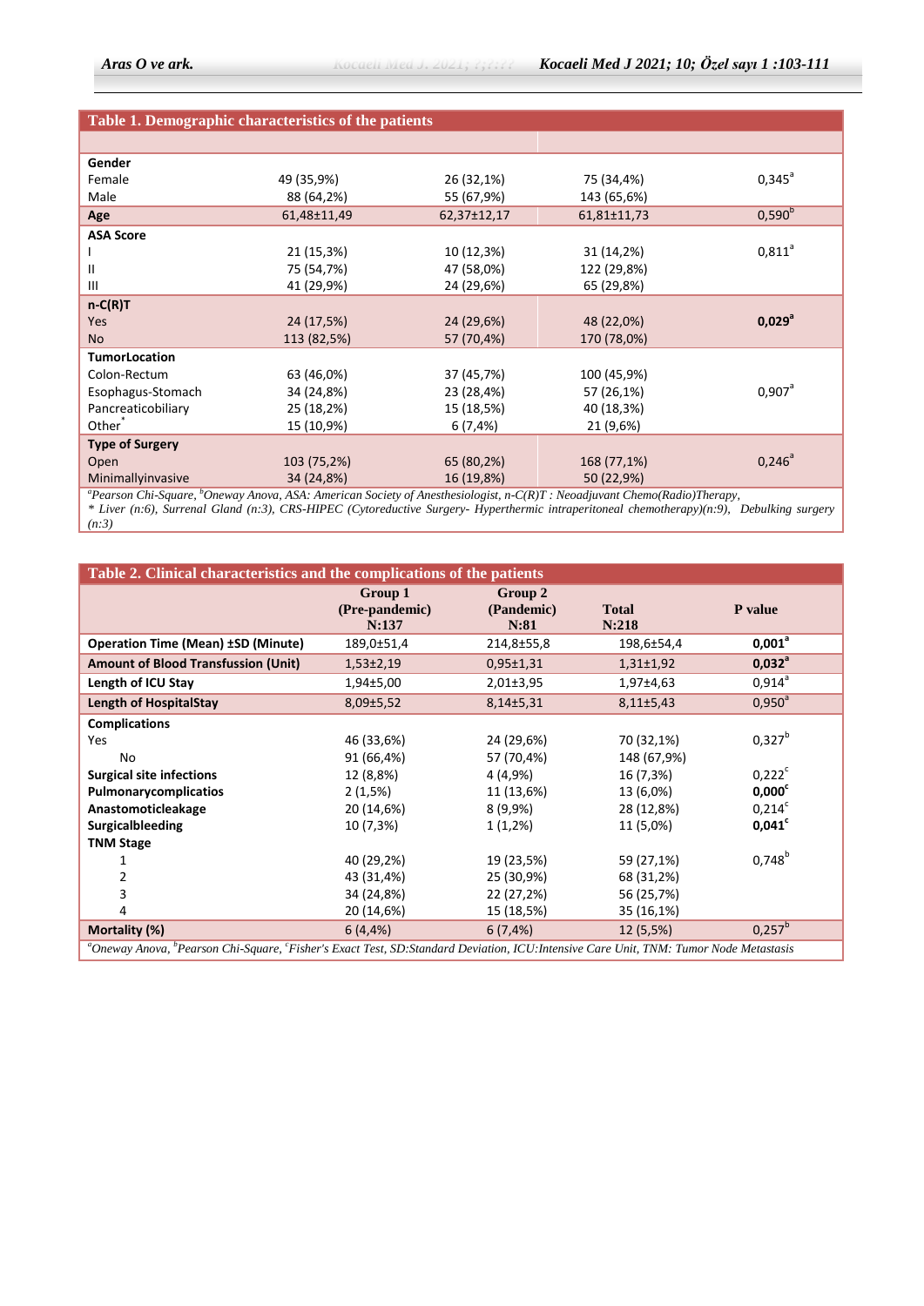**Table 1. Demographic characteristics of the patients**

| | | | | |
|---|---|---|---|---|
| **Gender** | | | | |
| Female | 49 (35,9%) | 26 (32,1%) | 75 (34,4%) | 0,345[a] |
| Male | 88 (64,2%) | 55 (67,9%) | 143 (65,6%) | |
| **Age** | 61,48±11,49 | 62,37±12,17 | 61,81±11,73 | 0,590[b] |
| **ASA Score** | | | | |
| I | 21 (15,3%) | 10 (12,3%) | 31 (14,2%) | 0,811[a] |
| II | 75 (54,7%) | 47 (58,0%) | 122 (29,8%) | |
| III | 41 (29,9%) | 24 (29,6%) | 65 (29,8%) | |
| **n-C(R)T** | | | | |
| Yes | 24 (17,5%) | 24 (29,6%) | 48 (22,0%) | **0,029[a]** |
| No | 113 (82,5%) | 57 (70,4%) | 170 (78,0%) | |
| **TumorLocation** | | | | |
| Colon-Rectum | 63 (46,0%) | 37 (45,7%) | 100 (45,9%) | |
| Esophagus-Stomach | 34 (24,8%) | 23 (28,4%) | 57 (26,1%) | 0,907[a] |
| Pancreaticobiliary | 25 (18,2%) | 15 (18,5%) | 40 (18,3%) | |
| Other* | 15 (10,9%) | 6 (7,4%) | 21 (9,6%) | |
| **Type of Surgery** | | | | |
| Open | 103 (75,2%) | 65 (80,2%) | 168 (77,1%) | 0,246[a] |
| Minimallyinvasive | 34 (24,8%) | 16 (19,8%) | 50 (22,9%) | |

*[a]Pearson Chi-Square, [b]Oneway Anova, ASA: American Society of Anesthesiologist, n-C(R)T : Neoadjuvant Chemo(Radio)Therapy,*
*\* Liver (n:6), Surrenal Gland (n:3), CRS-HIPEC (Cytoreductive Surgery- Hyperthermic intraperitoneal chemotherapy)(n:9), Debulking surgery (n:3)*

**Table 2. Clinical characteristics and the complications of the patients**

| | Group 1 (Pre-pandemic) N:137 | Group 2 (Pandemic) N:81 | Total N:218 | P value |
|---|---|---|---|---|
| **Operation Time (Mean) ±SD (Minute)** | 189,0±51,4 | 214,8±55,8 | 198,6±54,4 | **0,001[a]** |
| **Amount of Blood Transfussion (Unit)** | 1,53±2,19 | 0,95±1,31 | 1,31±1,92 | **0,032[a]** |
| **Length of ICU Stay** | 1,94±5,00 | 2,01±3,95 | 1,97±4,63 | 0,914[a] |
| **Length of HospitalStay** | 8,09±5,52 | 8,14±5,31 | 8,11±5,43 | 0,950[a] |
| **Complications** | | | | |
| Yes | 46 (33,6%) | 24 (29,6%) | 70 (32,1%) | 0,327[b] |
| No | 91 (66,4%) | 57 (70,4%) | 148 (67,9%) | |
| **Surgical site infections** | 12 (8,8%) | 4 (4,9%) | 16 (7,3%) | 0,222[c] |
| **Pulmonarycomplicatios** | 2 (1,5%) | 11 (13,6%) | 13 (6,0%) | **0,000[c]** |
| **Anastomoticleakage** | 20 (14,6%) | 8 (9,9%) | 28 (12,8%) | 0,214[c] |
| **Surgicalbleeding** | 10 (7,3%) | 1 (1,2%) | 11 (5,0%) | **0,041[c]** |
| **TNM Stage** | | | | |
| 1 | 40 (29,2%) | 19 (23,5%) | 59 (27,1%) | 0,748[b] |
| 2 | 43 (31,4%) | 25 (30,9%) | 68 (31,2%) | |
| 3 | 34 (24,8%) | 22 (27,2%) | 56 (25,7%) | |
| 4 | 20 (14,6%) | 15 (18,5%) | 35 (16,1%) | |
| **Mortality (%)** | 6 (4,4%) | 6 (7,4%) | 12 (5,5%) | 0,257[b] |

*[a]Oneway Anova, [b]Pearson Chi-Square, [c]Fisher's Exact Test, SD:Standard Deviation, ICU:Intensive Care Unit, TNM: Tumor Node Metastasis*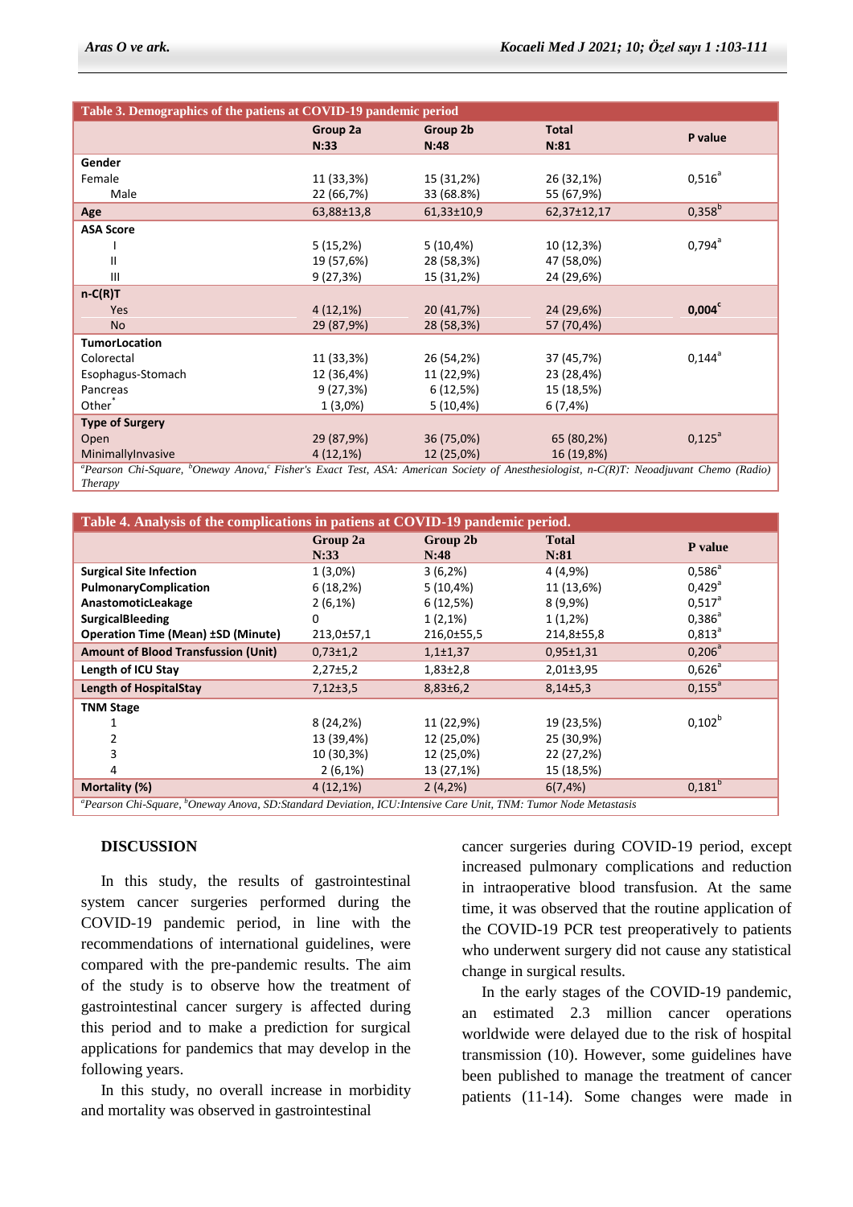**Table 3. Demographics of the patiens at COVID-19 pandemic period**

| | Group 2a N:33 | Group 2b N:48 | Total N:81 | P value |
|---|---|---|---|---|
| **Gender** | | | | |
| Female | 11 (33,3%) | 15 (31,2%) | 26 (32,1%) | 0,516[a] |
| Male | 22 (66,7%) | 33 (68.8%) | 55 (67,9%) | |
| **Age** | 63,88±13,8 | 61,33±10,9 | 62,37±12,17 | 0,358[b] |
| **ASA Score** | | | | |
| I | 5 (15,2%) | 5 (10,4%) | 10 (12,3%) | 0,794[a] |
| II | 19 (57,6%) | 28 (58,3%) | 47 (58,0%) | |
| III | 9 (27,3%) | 15 (31,2%) | 24 (29,6%) | |
| **n-C(R)T** | | | | |
| Yes | 4 (12,1%) | 20 (41,7%) | 24 (29,6%) | **0,004**[c] |
| No | 29 (87,9%) | 28 (58,3%) | 57 (70,4%) | |
| **TumorLocation** | | | | |
| Colorectal | 11 (33,3%) | 26 (54,2%) | 37 (45,7%) | 0,144[a] |
| Esophagus-Stomach | 12 (36,4%) | 11 (22,9%) | 23 (28,4%) | |
| Pancreas | 9 (27,3%) | 6 (12,5%) | 15 (18,5%) | |
| Other* | 1 (3,0%) | 5 (10,4%) | 6 (7,4%) | |
| **Type of Surgery** | | | | |
| Open | 29 (87,9%) | 36 (75,0%) | 65 (80,2%) | 0,125[a] |
| MinimallyInvasive | 4 (12,1%) | 12 (25,0%) | 16 (19,8%) | |

*[a]Pearson Chi-Square, [b]Oneway Anova, [c] Fisher's Exact Test, ASA: American Society of Anesthesiologist, n-C(R)T: Neoadjuvant Chemo (Radio) Therapy*

**Table 4. Analysis of the complications in patiens at COVID-19 pandemic period.**

| | Group 2a N:33 | Group 2b N:48 | Total N:81 | P value |
|---|---|---|---|---|
| **Surgical Site Infection** | 1 (3,0%) | 3 (6,2%) | 4 (4,9%) | 0,586[a] |
| **PulmonaryComplication** | 6 (18,2%) | 5 (10,4%) | 11 (13,6%) | 0,429[a] |
| **AnastomoticLeakage** | 2 (6,1%) | 6 (12,5%) | 8 (9,9%) | 0,517[a] |
| **SurgicalBleeding** | 0 | 1 (2,1%) | 1 (1,2%) | 0,386[a] |
| **Operation Time (Mean) ±SD (Minute)** | 213,0±57,1 | 216,0±55,5 | 214,8±55,8 | 0,813[a] |
| **Amount of Blood Transfusion (Unit)** | 0,73±1,2 | 1,1±1,37 | 0,95±1,31 | 0,206[a] |
| **Length of ICU Stay** | 2,27±5,2 | 1,83±2,8 | 2,01±3,95 | 0,626[a] |
| **Length of HospitalStay** | 7,12±3,5 | 8,83±6,2 | 8,14±5,3 | 0,155[a] |
| **TNM Stage** | | | | |
| 1 | 8 (24,2%) | 11 (22,9%) | 19 (23,5%) | 0,102[b] |
| 2 | 13 (39,4%) | 12 (25,0%) | 25 (30,9%) | |
| 3 | 10 (30,3%) | 12 (25,0%) | 22 (27,2%) | |
| 4 | 2 (6,1%) | 13 (27,1%) | 15 (18,5%) | |
| **Mortality (%)** | 4 (12,1%) | 2 (4,2%) | 6(7,4%) | 0,181[b] |

*[a]Pearson Chi-Square, [b]Oneway Anova, SD:Standard Deviation, ICU:Intensive Care Unit, TNM: Tumor Node Metastasis*

## DISCUSSION

In this study, the results of gastrointestinal system cancer surgeries performed during the COVID-19 pandemic period, in line with the recommendations of international guidelines, were compared with the pre-pandemic results. The aim of the study is to observe how the treatment of gastrointestinal cancer surgery is affected during this period and to make a prediction for surgical applications for pandemics that may develop in the following years.

In this study, no overall increase in morbidity and mortality was observed in gastrointestinal cancer surgeries during COVID-19 period, except increased pulmonary complications and reduction in intraoperative blood transfusion. At the same time, it was observed that the routine application of the COVID-19 PCR test preoperatively to patients who underwent surgery did not cause any statistical change in surgical results.

In the early stages of the COVID-19 pandemic, an estimated 2.3 million cancer operations worldwide were delayed due to the risk of hospital transmission (10). However, some guidelines have been published to manage the treatment of cancer patients (11-14). Some changes were made in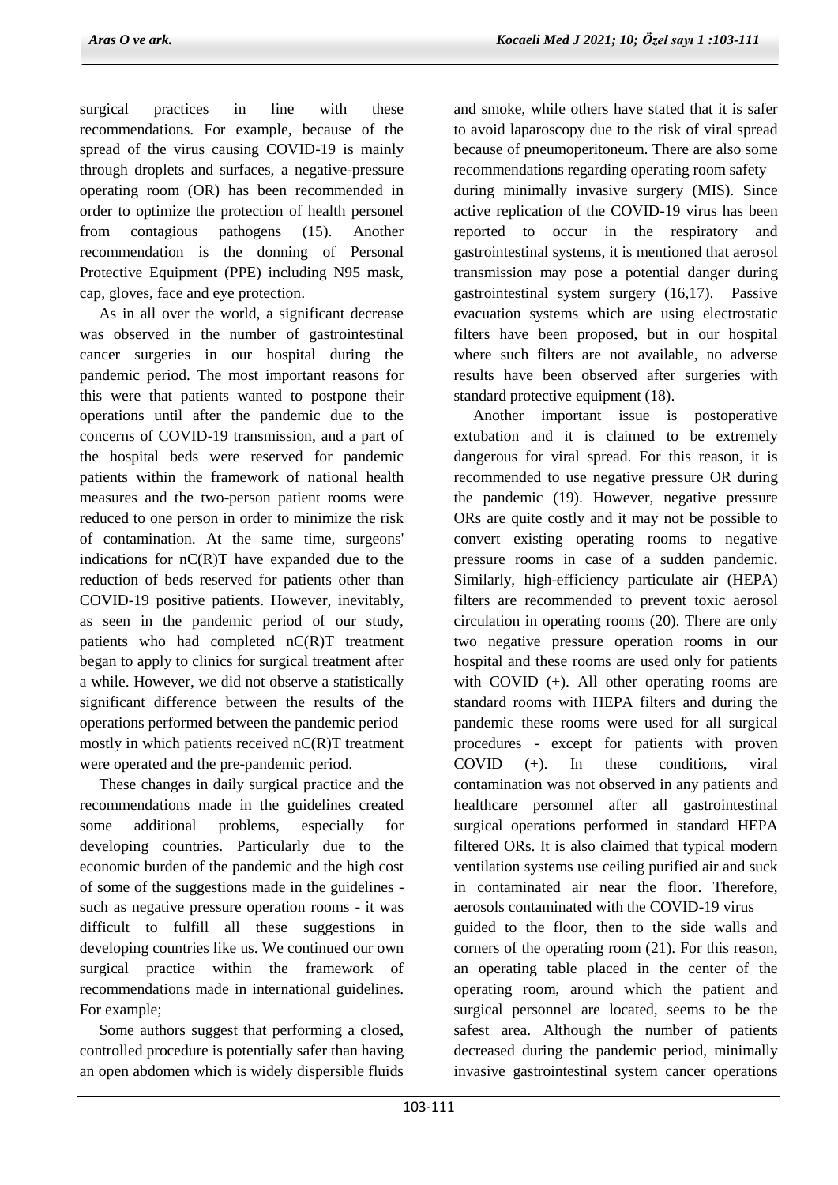surgical practices in line with these recommendations. For example, because of the spread of the virus causing COVID-19 is mainly through droplets and surfaces, a negative-pressure operating room (OR) has been recommended in order to optimize the protection of health personel from contagious pathogens (15). Another recommendation is the donning of Personal Protective Equipment (PPE) including N95 mask, cap, gloves, face and eye protection.

As in all over the world, a significant decrease was observed in the number of gastrointestinal cancer surgeries in our hospital during the pandemic period. The most important reasons for this were that patients wanted to postpone their operations until after the pandemic due to the concerns of COVID-19 transmission, and a part of the hospital beds were reserved for pandemic patients within the framework of national health measures and the two-person patient rooms were reduced to one person in order to minimize the risk of contamination. At the same time, surgeons' indications for nC(R)T have expanded due to the reduction of beds reserved for patients other than COVID-19 positive patients. However, inevitably, as seen in the pandemic period of our study, patients who had completed nC(R)T treatment began to apply to clinics for surgical treatment after a while. However, we did not observe a statistically significant difference between the results of the operations performed between the pandemic period mostly in which patients received nC(R)T treatment were operated and the pre-pandemic period.

These changes in daily surgical practice and the recommendations made in the guidelines created some additional problems, especially for developing countries. Particularly due to the economic burden of the pandemic and the high cost of some of the suggestions made in the guidelines - such as negative pressure operation rooms - it was difficult to fulfill all these suggestions in developing countries like us. We continued our own surgical practice within the framework of recommendations made in international guidelines. For example;

Some authors suggest that performing a closed, controlled procedure is potentially safer than having an open abdomen which is widely dispersible fluids and smoke, while others have stated that it is safer to avoid laparoscopy due to the risk of viral spread because of pneumoperitoneum. There are also some recommendations regarding operating room safety during minimally invasive surgery (MIS). Since active replication of the COVID-19 virus has been reported to occur in the respiratory and gastrointestinal systems, it is mentioned that aerosol transmission may pose a potential danger during gastrointestinal system surgery (16,17). Passive evacuation systems which are using electrostatic filters have been proposed, but in our hospital where such filters are not available, no adverse results have been observed after surgeries with standard protective equipment (18).

Another important issue is postoperative extubation and it is claimed to be extremely dangerous for viral spread. For this reason, it is recommended to use negative pressure OR during the pandemic (19). However, negative pressure ORs are quite costly and it may not be possible to convert existing operating rooms to negative pressure rooms in case of a sudden pandemic. Similarly, high-efficiency particulate air (HEPA) filters are recommended to prevent toxic aerosol circulation in operating rooms (20). There are only two negative pressure operation rooms in our hospital and these rooms are used only for patients with COVID (+). All other operating rooms are standard rooms with HEPA filters and during the pandemic these rooms were used for all surgical procedures - except for patients with proven COVID (+). In these conditions, viral contamination was not observed in any patients and healthcare personnel after all gastrointestinal surgical operations performed in standard HEPA filtered ORs. It is also claimed that typical modern ventilation systems use ceiling purified air and suck in contaminated air near the floor. Therefore, aerosols contaminated with the COVID-19 virus guided to the floor, then to the side walls and corners of the operating room (21). For this reason, an operating table placed in the center of the operating room, around which the patient and surgical personnel are located, seems to be the safest area. Although the number of patients decreased during the pandemic period, minimally invasive gastrointestinal system cancer operations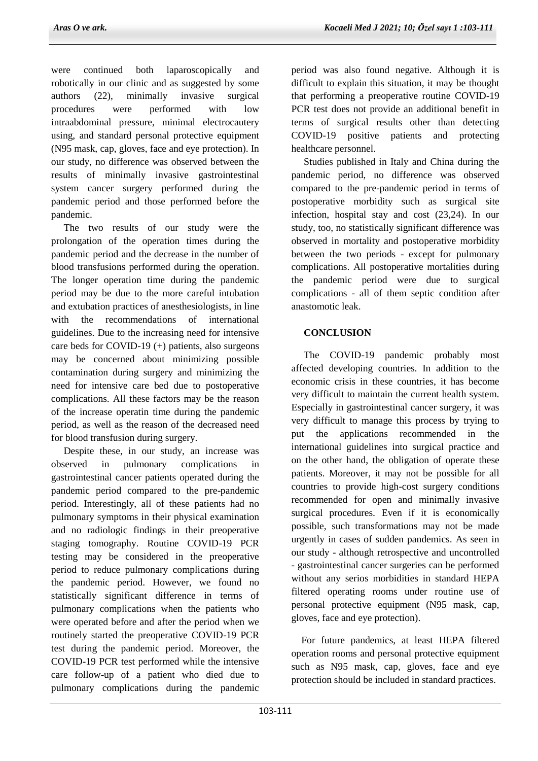were continued both laparoscopically and robotically in our clinic and as suggested by some authors (22), minimally invasive surgical procedures were performed with low intraabdominal pressure, minimal electrocautery using, and standard personal protective equipment (N95 mask, cap, gloves, face and eye protection). In our study, no difference was observed between the results of minimally invasive gastrointestinal system cancer surgery performed during the pandemic period and those performed before the pandemic.

The two results of our study were the prolongation of the operation times during the pandemic period and the decrease in the number of blood transfusions performed during the operation. The longer operation time during the pandemic period may be due to the more careful intubation and extubation practices of anesthesiologists, in line with the recommendations of international guidelines. Due to the increasing need for intensive care beds for COVID-19 (+) patients, also surgeons may be concerned about minimizing possible contamination during surgery and minimizing the need for intensive care bed due to postoperative complications. All these factors may be the reason of the increase operatin time during the pandemic period, as well as the reason of the decreased need for blood transfusion during surgery.

Despite these, in our study, an increase was observed in pulmonary complications in gastrointestinal cancer patients operated during the pandemic period compared to the pre-pandemic period. Interestingly, all of these patients had no pulmonary symptoms in their physical examination and no radiologic findings in their preoperative staging tomography. Routine COVID-19 PCR testing may be considered in the preoperative period to reduce pulmonary complications during the pandemic period. However, we found no statistically significant difference in terms of pulmonary complications when the patients who were operated before and after the period when we routinely started the preoperative COVID-19 PCR test during the pandemic period. Moreover, the COVID-19 PCR test performed while the intensive care follow-up of a patient who died due to pulmonary complications during the pandemic period was also found negative. Although it is difficult to explain this situation, it may be thought that performing a preoperative routine COVID-19 PCR test does not provide an additional benefit in terms of surgical results other than detecting COVID-19 positive patients and protecting healthcare personnel.

Studies published in Italy and China during the pandemic period, no difference was observed compared to the pre-pandemic period in terms of postoperative morbidity such as surgical site infection, hospital stay and cost (23,24). In our study, too, no statistically significant difference was observed in mortality and postoperative morbidity between the two periods - except for pulmonary complications. All postoperative mortalities during the pandemic period were due to surgical complications - all of them septic condition after anastomotic leak.

## CONCLUSION

The COVID-19 pandemic probably most affected developing countries. In addition to the economic crisis in these countries, it has become very difficult to maintain the current health system. Especially in gastrointestinal cancer surgery, it was very difficult to manage this process by trying to put the applications recommended in the international guidelines into surgical practice and on the other hand, the obligation of operate these patients. Moreover, it may not be possible for all countries to provide high-cost surgery conditions recommended for open and minimally invasive surgical procedures. Even if it is economically possible, such transformations may not be made urgently in cases of sudden pandemics. As seen in our study - although retrospective and uncontrolled - gastrointestinal cancer surgeries can be performed without any serios morbidities in standard HEPA filtered operating rooms under routine use of personal protective equipment (N95 mask, cap, gloves, face and eye protection).

For future pandemics, at least HEPA filtered operation rooms and personal protective equipment such as N95 mask, cap, gloves, face and eye protection should be included in standard practices.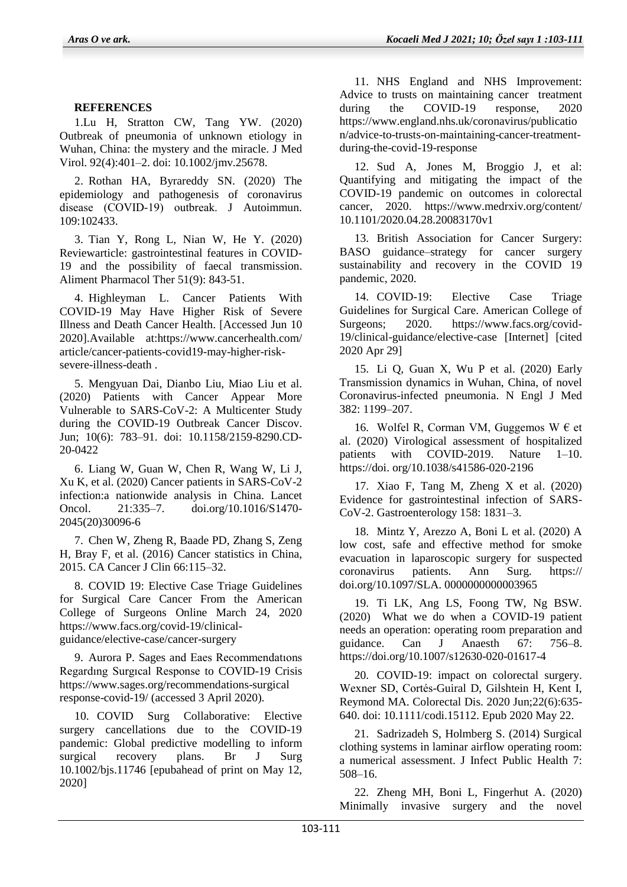**REFERENCES**

1.Lu H, Stratton CW, Tang YW. (2020) Outbreak of pneumonia of unknown etiology in Wuhan, China: the mystery and the miracle. J Med Virol. 92(4):401–2. doi: 10.1002/jmv.25678.

2. Rothan HA, Byrareddy SN. (2020) The epidemiology and pathogenesis of coronavirus disease (COVID-19) outbreak. J Autoimmun. 109:102433.

3. Tian Y, Rong L, Nian W, He Y. (2020) Reviewarticle: gastrointestinal features in COVID-19 and the possibility of faecal transmission. Aliment Pharmacol Ther 51(9): 843-51.

4. Highleyman L. Cancer Patients With COVID-19 May Have Higher Risk of Severe Illness and Death Cancer Health. [Accessed Jun 10 2020].Available at:https://www.cancerhealth.com/article/cancer-patients-covid19-may-higher-risk-severe-illness-death .

5. Mengyuan Dai, Dianbo Liu, Miao Liu et al. (2020) Patients with Cancer Appear More Vulnerable to SARS-CoV-2: A Multicenter Study during the COVID-19 Outbreak Cancer Discov. Jun; 10(6): 783–91. doi: 10.1158/2159-8290.CD-20-0422

6. Liang W, Guan W, Chen R, Wang W, Li J, Xu K, et al. (2020) Cancer patients in SARS-CoV-2 infection:a nationwide analysis in China. Lancet Oncol. 21:335–7. doi.org/10.1016/S1470-2045(20)30096-6

7. Chen W, Zheng R, Baade PD, Zhang S, Zeng H, Bray F, et al. (2016) Cancer statistics in China, 2015. CA Cancer J Clin 66:115–32.

8. COVID 19: Elective Case Triage Guidelines for Surgical Care Cancer From the American College of Surgeons Online March 24, 2020 https://www.facs.org/covid-19/clinical-guidance/elective-case/cancer-surgery

9. Aurora P. Sages and Eaes Recommendatıons Regardıng Surgıcal Response to COVID-19 Crisis https://www.sages.org/recommendations-surgical response-covid-19/ (accessed 3 April 2020).

10. COVID Surg Collaborative: Elective surgery cancellations due to the COVID-19 pandemic: Global predictive modelling to inform surgical recovery plans. Br J Surg 10.1002/bjs.11746 [epubahead of print on May 12, 2020]

11. NHS England and NHS Improvement: Advice to trusts on maintaining cancer treatment during the COVID-19 response, 2020 https://www.england.nhs.uk/coronavirus/publication/advice-to-trusts-on-maintaining-cancer-treatment-during-the-covid-19-response

12. Sud A, Jones M, Broggio J, et al: Quantifying and mitigating the impact of the COVID-19 pandemic on outcomes in colorectal cancer, 2020. https://www.medrxiv.org/content/10.1101/2020.04.28.20083170v1

13. British Association for Cancer Surgery: BASO guidance–strategy for cancer surgery sustainability and recovery in the COVID 19 pandemic, 2020.

14. COVID-19: Elective Case Triage Guidelines for Surgical Care. American College of Surgeons; 2020. https://www.facs.org/covid-19/clinical-guidance/elective-case [Internet] [cited 2020 Apr 29]

15. Li Q, Guan X, Wu P et al. (2020) Early Transmission dynamics in Wuhan, China, of novel Coronavirus-infected pneumonia. N Engl J Med 382: 1199–207.

16. Wolfel R, Corman VM, Guggemos W € et al. (2020) Virological assessment of hospitalized patients with COVID-2019. Nature 1–10. https://doi. org/10.1038/s41586-020-2196

17. Xiao F, Tang M, Zheng X et al. (2020) Evidence for gastrointestinal infection of SARS-CoV-2. Gastroenterology 158: 1831–3.

18. Mintz Y, Arezzo A, Boni L et al. (2020) A low cost, safe and effective method for smoke evacuation in laparoscopic surgery for suspected coronavirus patients. Ann Surg. https://doi.org/10.1097/SLA. 0000000000003965

19. Ti LK, Ang LS, Foong TW, Ng BSW. (2020) What we do when a COVID-19 patient needs an operation: operating room preparation and guidance. Can J Anaesth 67: 756–8. https://doi.org/10.1007/s12630-020-01617-4

20. COVID-19: impact on colorectal surgery. Wexner SD, Cortés-Guiral D, Gilshtein H, Kent I, Reymond MA. Colorectal Dis. 2020 Jun;22(6):635-640. doi: 10.1111/codi.15112. Epub 2020 May 22.

21. Sadrizadeh S, Holmberg S. (2014) Surgical clothing systems in laminar airflow operating room: a numerical assessment. J Infect Public Health 7: 508–16.

22. Zheng MH, Boni L, Fingerhut A. (2020) Minimally invasive surgery and the novel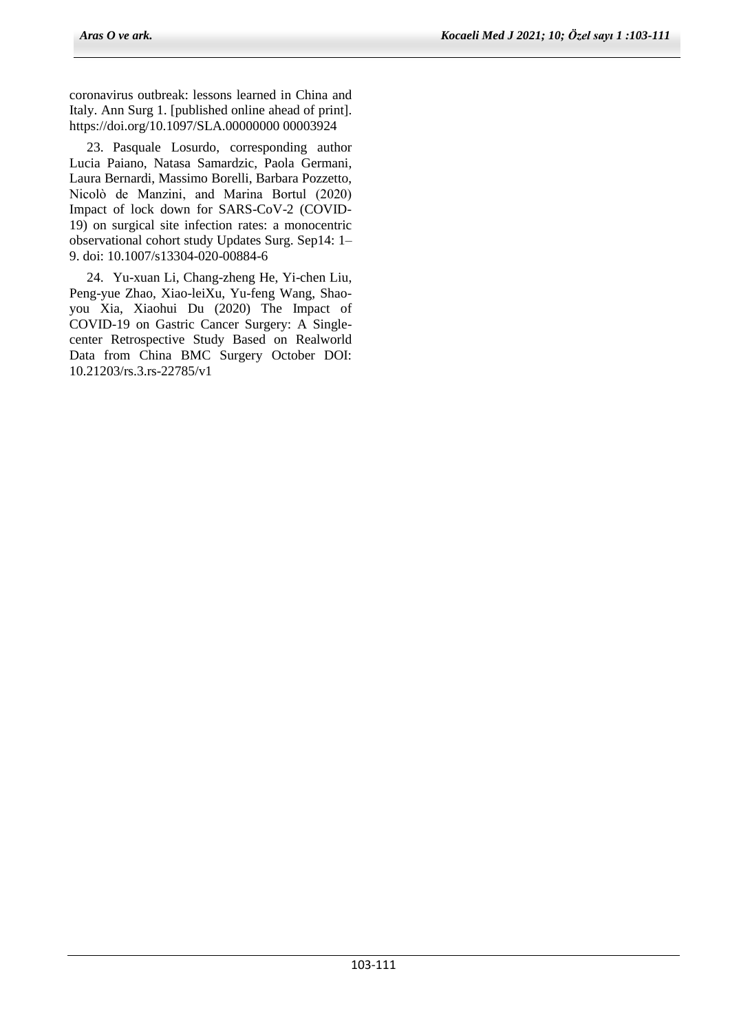coronavirus outbreak: lessons learned in China and Italy. Ann Surg 1. [published online ahead of print]. https://doi.org/10.1097/SLA.00000000 00003924

23. Pasquale Losurdo, corresponding author Lucia Paiano, Natasa Samardzic, Paola Germani, Laura Bernardi, Massimo Borelli, Barbara Pozzetto, Nicolò de Manzini, and Marina Bortul (2020) Impact of lock down for SARS-CoV-2 (COVID-19) on surgical site infection rates: a monocentric observational cohort study Updates Surg. Sep14: 1–9. doi: 10.1007/s13304-020-00884-6

24. Yu-xuan Li, Chang-zheng He, Yi-chen Liu, Peng-yue Zhao, Xiao-leiXu, Yu-feng Wang, Shao-you Xia, Xiaohui Du (2020) The Impact of COVID-19 on Gastric Cancer Surgery: A Single-center Retrospective Study Based on Realworld Data from China BMC Surgery October DOI: 10.21203/rs.3.rs-22785/v1